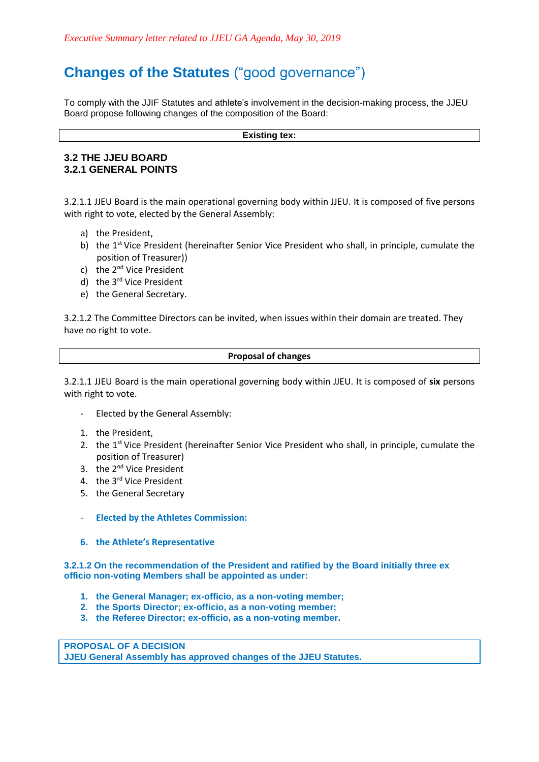*Executive Summary letter related to JJEU GA Agenda, May 30, 2019*

# Changes of the Statutes ("good governance")

To comply with the JJIF Statutes and athlete's involvement in the decision-making process, the JJEU Board propose following changes of the composition of the Board:

**Existing tex:**

### 3.2 THE JJEU BOARD
### 3.2.1 GENERAL POINTS

3.2.1.1 JJEU Board is the main operational governing body within JJEU. It is composed of five persons with right to vote, elected by the General Assembly:

a) the President,
b) the 1st Vice President (hereinafter Senior Vice President who shall, in principle, cumulate the position of Treasurer))
c) the 2nd Vice President
d) the 3rd Vice President
e) the General Secretary.

3.2.1.2 The Committee Directors can be invited, when issues within their domain are treated. They have no right to vote.

**Proposal of changes**

3.2.1.1 JJEU Board is the main operational governing body within JJEU. It is composed of **six** persons with right to vote.

- Elected by the General Assembly:

1. the President,
2. the 1st Vice President (hereinafter Senior Vice President who shall, in principle, cumulate the position of Treasurer)
3. the 2nd Vice President
4. the 3rd Vice President
5. the General Secretary

- **Elected by the Athletes Commission:**

6. **the Athlete's Representative**

**3.2.1.2 On the recommendation of the President and ratified by the Board initially three ex officio non-voting Members shall be appointed as under:**

1. **the General Manager; ex-officio, as a non-voting member;**
2. **the Sports Director; ex-officio, as a non-voting member;**
3. **the Referee Director; ex-officio, as a non-voting member.**

**PROPOSAL OF A DECISION**
**JJEU General Assembly has approved changes of the JJEU Statutes.**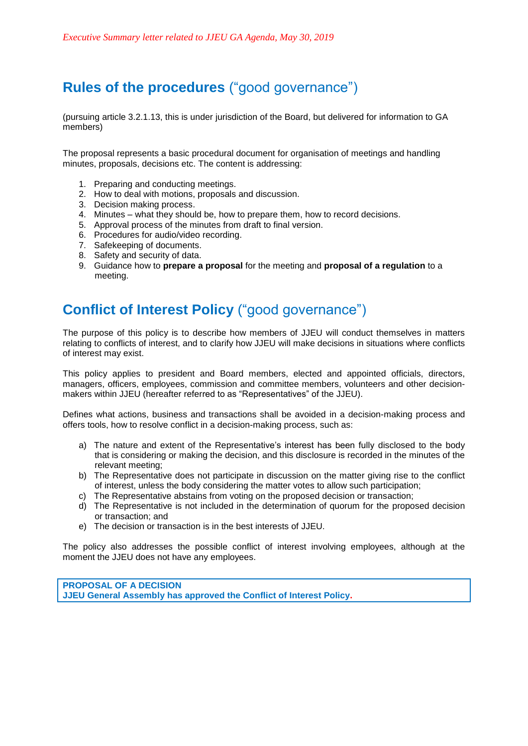*Executive Summary letter related to JJEU GA Agenda, May 30, 2019*

## **Rules of the procedures** ("good governance")

(pursuing article 3.2.1.13, this is under jurisdiction of the Board, but delivered for information to GA members)

The proposal represents a basic procedural document for organisation of meetings and handling minutes, proposals, decisions etc. The content is addressing:

1. Preparing and conducting meetings.
2. How to deal with motions, proposals and discussion.
3. Decision making process.
4. Minutes – what they should be, how to prepare them, how to record decisions.
5. Approval process of the minutes from draft to final version.
6. Procedures for audio/video recording.
7. Safekeeping of documents.
8. Safety and security of data.
9. Guidance how to **prepare a proposal** for the meeting and **proposal of a regulation** to a meeting.

## **Conflict of Interest Policy** ("good governance")

The purpose of this policy is to describe how members of JJEU will conduct themselves in matters relating to conflicts of interest, and to clarify how JJEU will make decisions in situations where conflicts of interest may exist.

This policy applies to president and Board members, elected and appointed officials, directors, managers, officers, employees, commission and committee members, volunteers and other decision-makers within JJEU (hereafter referred to as "Representatives" of the JJEU).

Defines what actions, business and transactions shall be avoided in a decision-making process and offers tools, how to resolve conflict in a decision-making process, such as:

a) The nature and extent of the Representative's interest has been fully disclosed to the body that is considering or making the decision, and this disclosure is recorded in the minutes of the relevant meeting;
b) The Representative does not participate in discussion on the matter giving rise to the conflict of interest, unless the body considering the matter votes to allow such participation;
c) The Representative abstains from voting on the proposed decision or transaction;
d) The Representative is not included in the determination of quorum for the proposed decision or transaction; and
e) The decision or transaction is in the best interests of JJEU.

The policy also addresses the possible conflict of interest involving employees, although at the moment the JJEU does not have any employees.

**PROPOSAL OF A DECISION**
**JJEU General Assembly has approved the Conflict of Interest Policy.**